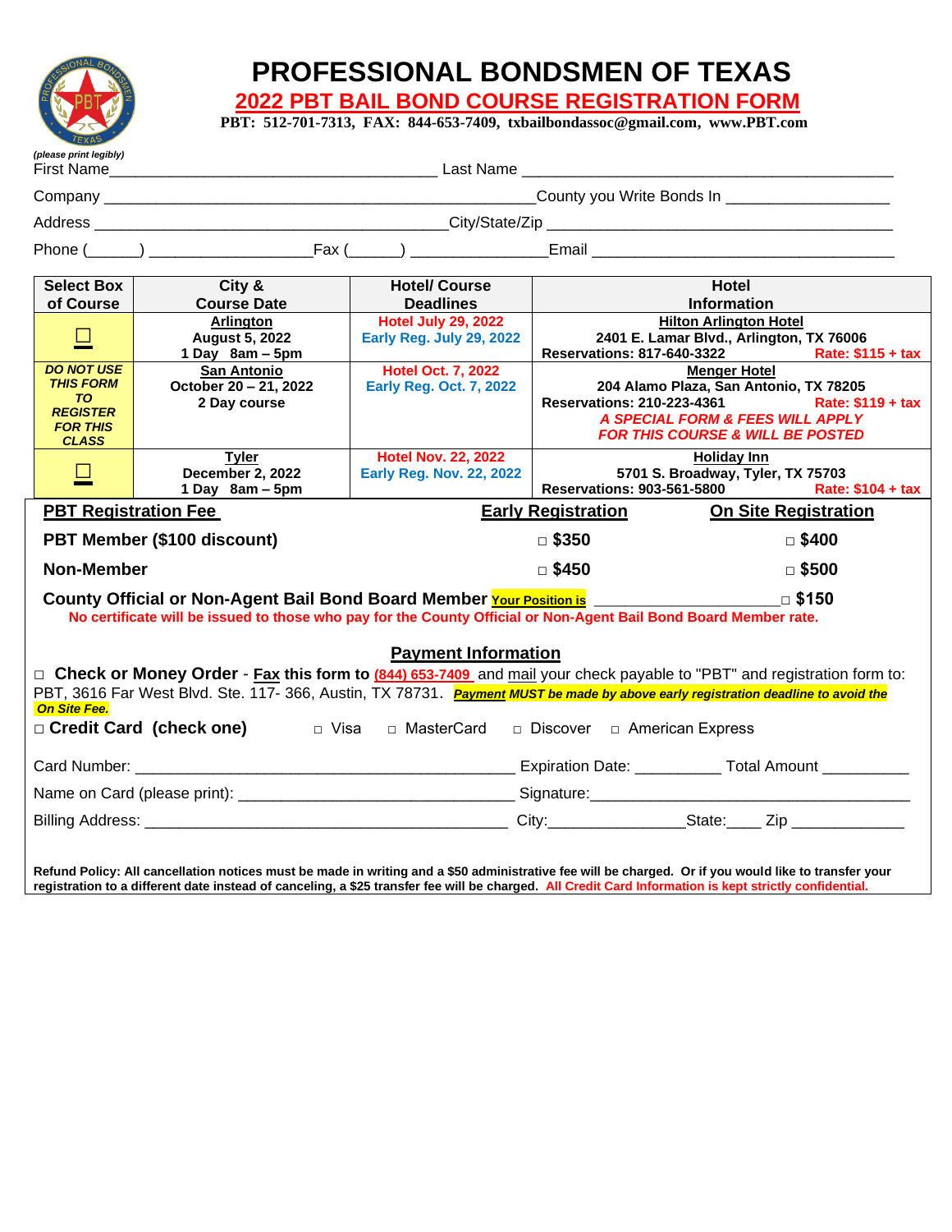# PROFESSIONAL BONDSMEN OF TEXAS

## 2022 PBT BAIL BOND COURSE REGISTRATION FORM

**PBT: 512-701-7313, FAX: 844-653-7409, txbailbondassoc@gmail.com, www.PBT.com**

*(please print legibly)*

First Name_____________________________________ Last Name __________________________________________

Company _________________________________________________County you Write Bonds In __________________

Address ________________________________________City/State/Zip _______________________________________

Phone (______) ___________________Fax (______) ________________Email __________________________________

| Select Box of Course | City & Course Date | Hotel/ Course Deadlines | Hotel Information |
|---|---|---|---|
| ☐ | **Arlington** August 5, 2022 1 Day 8am – 5pm | Hotel July 29, 2022 Early Reg. July 29, 2022 | **Hilton Arlington Hotel** 2401 E. Lamar Blvd., Arlington, TX 76006 Reservations: 817-640-3322 Rate: $115 + tax |
| *DO NOT USE THIS FORM TO REGISTER FOR THIS CLASS* | **San Antonio** October 20 – 21, 2022 2 Day course | Hotel Oct. 7, 2022 Early Reg. Oct. 7, 2022 | **Menger Hotel** 204 Alamo Plaza, San Antonio, TX 78205 Reservations: 210-223-4361 Rate: $119 + tax *A SPECIAL FORM & FEES WILL APPLY FOR THIS COURSE & WILL BE POSTED* |
| ☐ | **Tyler** December 2, 2022 1 Day 8am – 5pm | Hotel Nov. 22, 2022 Early Reg. Nov. 22, 2022 | **Holiday Inn** 5701 S. Broadway, Tyler, TX 75703 Reservations: 903-561-5800 Rate: $104 + tax |

| PBT Registration Fee | Early Registration | On Site Registration |
|---|---|---|
| **PBT Member ($100 discount)** | □ $350 | □ $400 |
| **Non-Member** | □ $450 | □ $500 |
| **County Official or Non-Agent Bail Bond Board Member** Your Position is ____________________ | | □ $150 |

**No certificate will be issued to those who pay for the County Official or Non-Agent Bail Bond Board Member rate.**

## Payment Information

□ **Check or Money Order** - **Fax this form to** (844) 653-7409 and mail your check payable to "PBT" and registration form to: PBT, 3616 Far West Blvd. Ste. 117- 366, Austin, TX 78731. ***Payment MUST be made by above early registration deadline to avoid the On Site Fee.***

□ **Credit Card (check one)** □ Visa □ MasterCard □ Discover □ American Express

Card Number: ____________________________________________ Expiration Date: __________ Total Amount __________

Name on Card (please print): ________________________________ Signature:_____________________________________

Billing Address: __________________________________________ City:________________State:____ Zip _____________

**Refund Policy: All cancellation notices must be made in writing and a $50 administrative fee will be charged. Or if you would like to transfer your registration to a different date instead of canceling, a $25 transfer fee will be charged. All Credit Card Information is kept strictly confidential.**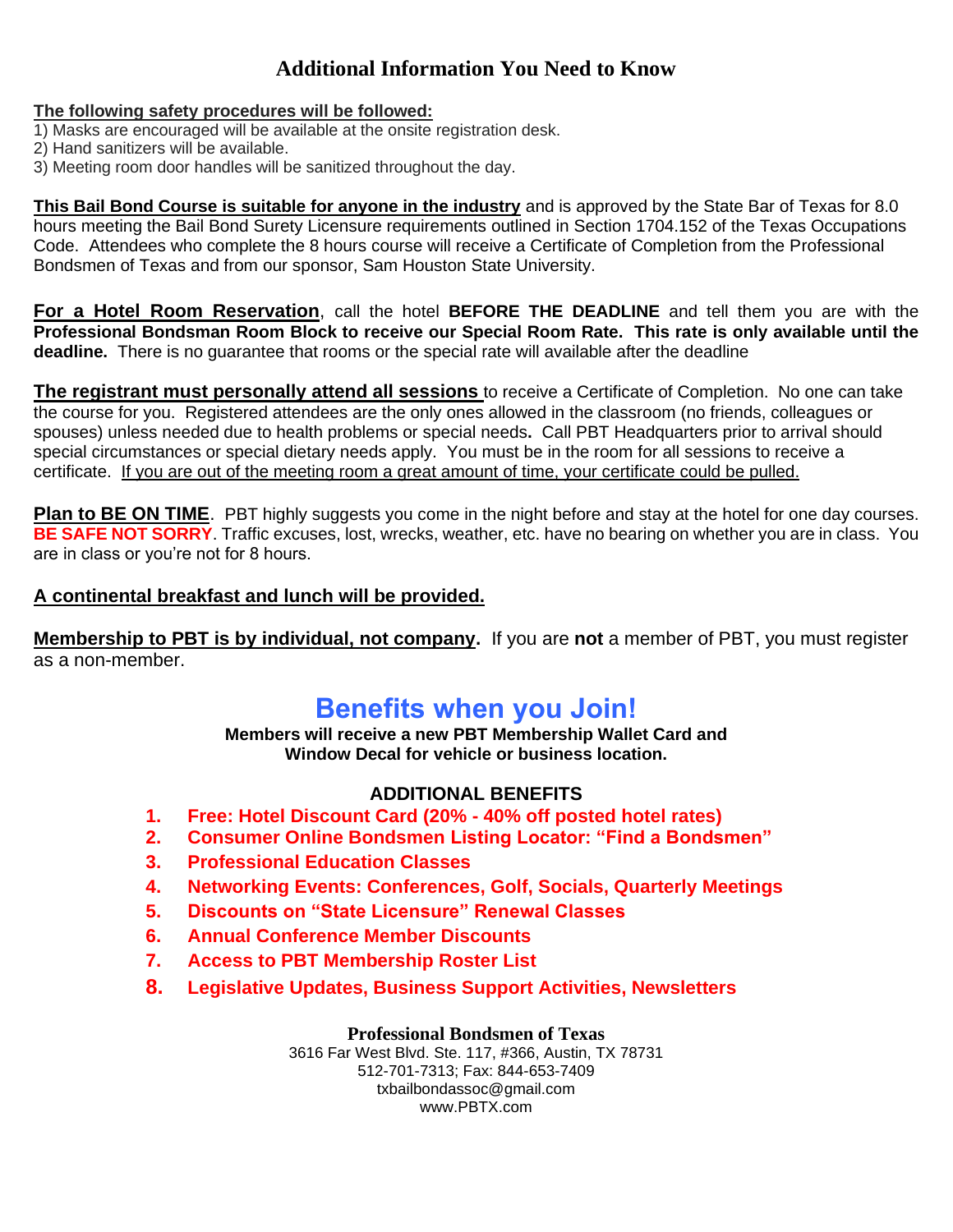# Additional Information You Need to Know

**The following safety procedures will be followed:**

1) Masks are encouraged will be available at the onsite registration desk.
2) Hand sanitizers will be available.
3) Meeting room door handles will be sanitized throughout the day.

**This Bail Bond Course is suitable for anyone in the industry** and is approved by the State Bar of Texas for 8.0 hours meeting the Bail Bond Surety Licensure requirements outlined in Section 1704.152 of the Texas Occupations Code. Attendees who complete the 8 hours course will receive a Certificate of Completion from the Professional Bondsmen of Texas and from our sponsor, Sam Houston State University.

**For a Hotel Room Reservation**, call the hotel **BEFORE THE DEADLINE** and tell them you are with the **Professional Bondsman Room Block to receive our Special Room Rate. This rate is only available until the deadline.** There is no guarantee that rooms or the special rate will available after the deadline

**The registrant must personally attend all sessions** to receive a Certificate of Completion. No one can take the course for you. Registered attendees are the only ones allowed in the classroom (no friends, colleagues or spouses) unless needed due to health problems or special needs**.** Call PBT Headquarters prior to arrival should special circumstances or special dietary needs apply. You must be in the room for all sessions to receive a certificate. If you are out of the meeting room a great amount of time, your certificate could be pulled.

**Plan to BE ON TIME**. PBT highly suggests you come in the night before and stay at the hotel for one day courses. **BE SAFE NOT SORRY**. Traffic excuses, lost, wrecks, weather, etc. have no bearing on whether you are in class. You are in class or you're not for 8 hours.

**A continental breakfast and lunch will be provided.**

**Membership to PBT is by individual, not company.** If you are **not** a member of PBT, you must register as a non-member.

## Benefits when you Join!

**Members will receive a new PBT Membership Wallet Card and Window Decal for vehicle or business location.**

### ADDITIONAL BENEFITS

1. **Free: Hotel Discount Card (20% - 40% off posted hotel rates)**
2. **Consumer Online Bondsmen Listing Locator: "Find a Bondsmen"**
3. **Professional Education Classes**
4. **Networking Events: Conferences, Golf, Socials, Quarterly Meetings**
5. **Discounts on "State Licensure" Renewal Classes**
6. **Annual Conference Member Discounts**
7. **Access to PBT Membership Roster List**
8. **Legislative Updates, Business Support Activities, Newsletters**

**Professional Bondsmen of Texas**
3616 Far West Blvd. Ste. 117, #366, Austin, TX 78731
512-701-7313; Fax: 844-653-7409
txbailbondassoc@gmail.com
www.PBTX.com